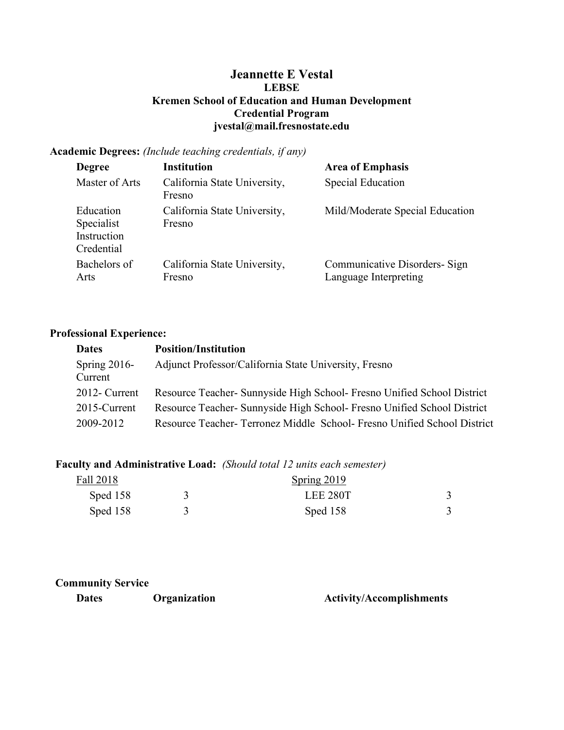# Jeannette E Vestal

**LEBSE**
**Kremen School of Education and Human Development**
**Credential Program**
**jvestal@mail.fresnostate.edu**

**Academic Degrees:** *(Include teaching credentials, if any)*

| Degree | Institution | Area of Emphasis |
|---|---|---|
| Master of Arts | California State University, Fresno | Special Education |
| Education Specialist Instruction Credential | California State University, Fresno | Mild/Moderate Special Education |
| Bachelors of Arts | California State University, Fresno | Communicative Disorders- Sign Language Interpreting |

**Professional Experience:**

| Dates | Position/Institution |
|---|---|
| Spring 2016- Current | Adjunct Professor/California State University, Fresno |
| 2012- Current | Resource Teacher- Sunnyside High School- Fresno Unified School District |
| 2015-Current | Resource Teacher- Sunnyside High School- Fresno Unified School District |
| 2009-2012 | Resource Teacher- Terronez Middle School- Fresno Unified School District |

**Faculty and Administrative Load:** *(Should total 12 units each semester)*

| Fall 2018 | | Spring 2019 | |
|---|---|---|---|
| Sped 158 | 3 | LEE 280T | 3 |
| Sped 158 | 3 | Sped 158 | 3 |

**Community Service**

| Dates | Organization | Activity/Accomplishments |
|---|---|---|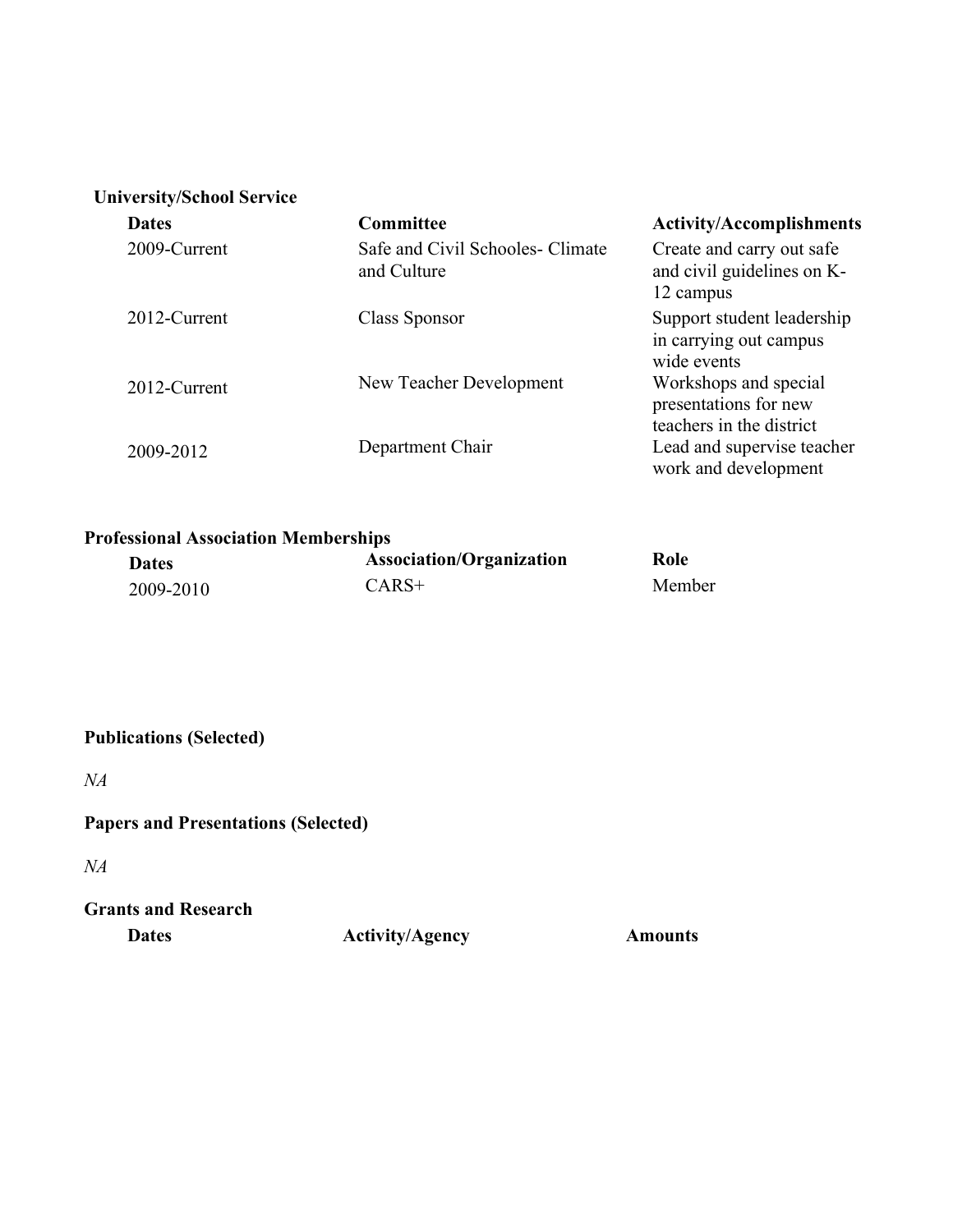**University/School Service**

| Dates | Committee | Activity/Accomplishments |
|---|---|---|
| 2009-Current | Safe and Civil Schooles- Climate and Culture | Create and carry out safe and civil guidelines on K-12 campus |
| 2012-Current | Class Sponsor | Support student leadership in carrying out campus wide events |
| 2012-Current | New Teacher Development | Workshops and special presentations for new teachers in the district |
| 2009-2012 | Department Chair | Lead and supervise teacher work and development |

**Professional Association Memberships**

| Dates | Association/Organization | Role |
|---|---|---|
| 2009-2010 | CARS+ | Member |

**Publications (Selected)**

*NA*

**Papers and Presentations (Selected)**

*NA*

**Grants and Research**

| Dates | Activity/Agency | Amounts |
|---|---|---|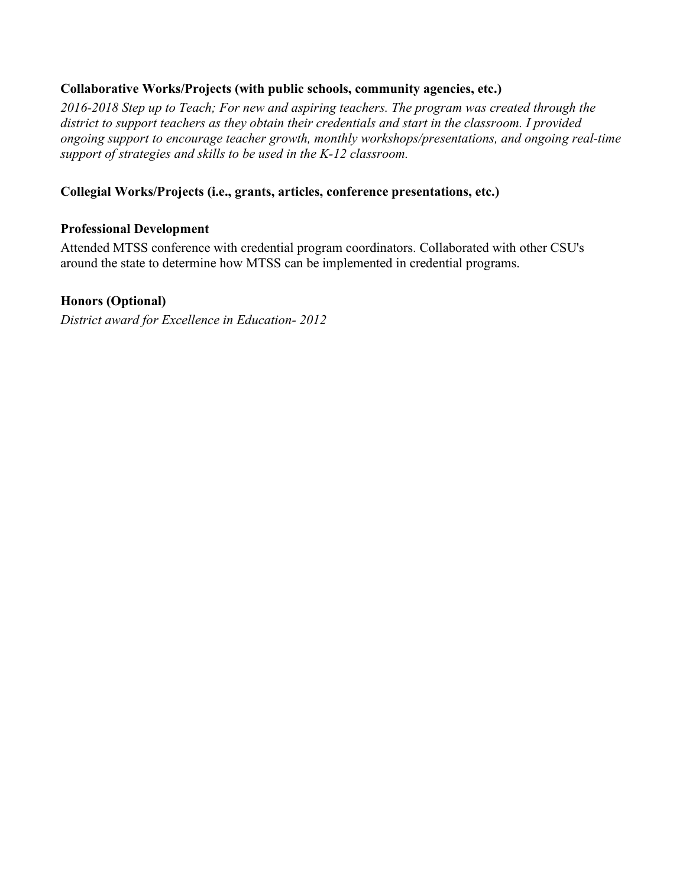**Collaborative Works/Projects (with public schools, community agencies, etc.)**

*2016-2018 Step up to Teach; For new and aspiring teachers. The program was created through the district to support teachers as they obtain their credentials and start in the classroom. I provided ongoing support to encourage teacher growth, monthly workshops/presentations, and ongoing real-time support of strategies and skills to be used in the K-12 classroom.*

**Collegial Works/Projects (i.e., grants, articles, conference presentations, etc.)**

**Professional Development**

Attended MTSS conference with credential program coordinators. Collaborated with other CSU's around the state to determine how MTSS can be implemented in credential programs.

**Honors (Optional)**

*District award for Excellence in Education- 2012*